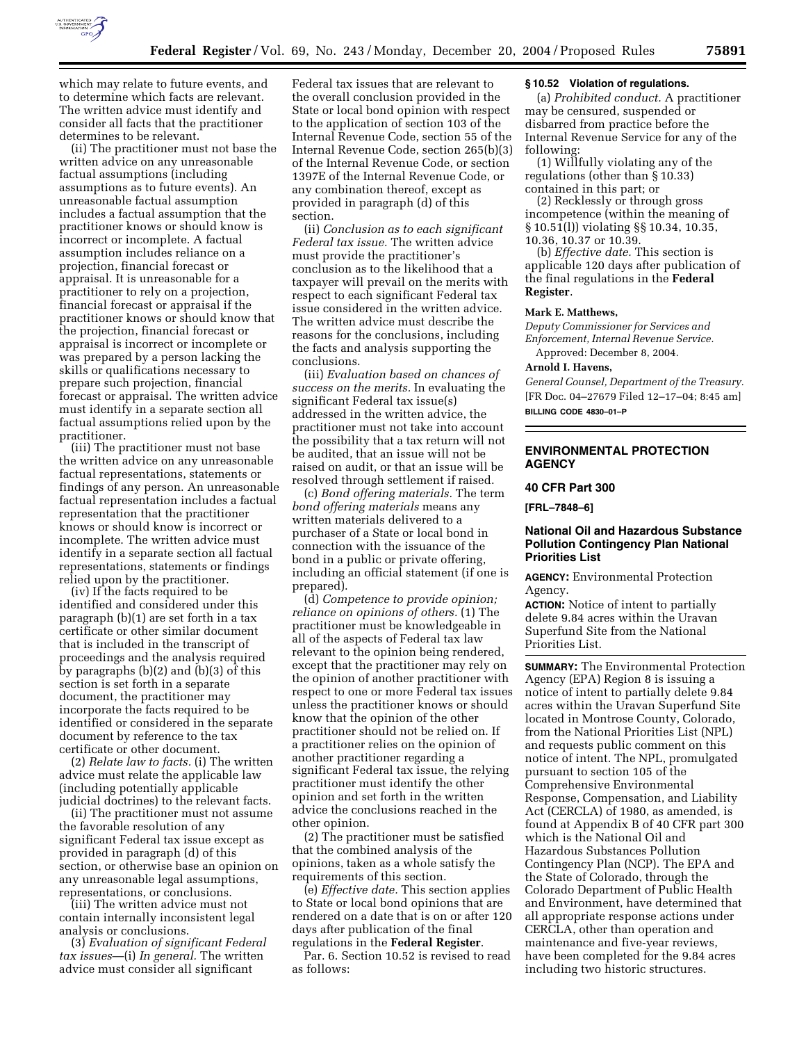which may relate to future events, and to determine which facts are relevant. The written advice must identify and consider all facts that the practitioner determines to be relevant.

(ii) The practitioner must not base the written advice on any unreasonable factual assumptions (including assumptions as to future events). An unreasonable factual assumption includes a factual assumption that the practitioner knows or should know is incorrect or incomplete. A factual assumption includes reliance on a projection, financial forecast or appraisal. It is unreasonable for a practitioner to rely on a projection, financial forecast or appraisal if the practitioner knows or should know that the projection, financial forecast or appraisal is incorrect or incomplete or was prepared by a person lacking the skills or qualifications necessary to prepare such projection, financial forecast or appraisal. The written advice must identify in a separate section all factual assumptions relied upon by the practitioner.

(iii) The practitioner must not base the written advice on any unreasonable factual representations, statements or findings of any person. An unreasonable factual representation includes a factual representation that the practitioner knows or should know is incorrect or incomplete. The written advice must identify in a separate section all factual representations, statements or findings relied upon by the practitioner.

(iv) If the facts required to be identified and considered under this paragraph (b)(1) are set forth in a tax certificate or other similar document that is included in the transcript of proceedings and the analysis required by paragraphs (b)(2) and (b)(3) of this section is set forth in a separate document, the practitioner may incorporate the facts required to be identified or considered in the separate document by reference to the tax certificate or other document.

(2) *Relate law to facts.* (i) The written advice must relate the applicable law (including potentially applicable judicial doctrines) to the relevant facts.

(ii) The practitioner must not assume the favorable resolution of any significant Federal tax issue except as provided in paragraph (d) of this section, or otherwise base an opinion on any unreasonable legal assumptions, representations, or conclusions.

(iii) The written advice must not contain internally inconsistent legal analysis or conclusions.

(3) *Evaluation of significant Federal tax issues*—(i) *In general.* The written advice must consider all significant Federal tax issues that are relevant to the overall conclusion provided in the State or local bond opinion with respect to the application of section 103 of the Internal Revenue Code, section 55 of the Internal Revenue Code, section 265(b)(3) of the Internal Revenue Code, or section 1397E of the Internal Revenue Code, or any combination thereof, except as provided in paragraph (d) of this section.

(ii) *Conclusion as to each significant Federal tax issue.* The written advice must provide the practitioner's conclusion as to the likelihood that a taxpayer will prevail on the merits with respect to each significant Federal tax issue considered in the written advice. The written advice must describe the reasons for the conclusions, including the facts and analysis supporting the conclusions.

(iii) *Evaluation based on chances of success on the merits.* In evaluating the significant Federal tax issue(s) addressed in the written advice, the practitioner must not take into account the possibility that a tax return will not be audited, that an issue will not be raised on audit, or that an issue will be resolved through settlement if raised.

(c) *Bond offering materials.* The term *bond offering materials* means any written materials delivered to a purchaser of a State or local bond in connection with the issuance of the bond in a public or private offering, including an official statement (if one is prepared).

(d) *Competence to provide opinion; reliance on opinions of others.* (1) The practitioner must be knowledgeable in all of the aspects of Federal tax law relevant to the opinion being rendered, except that the practitioner may rely on the opinion of another practitioner with respect to one or more Federal tax issues unless the practitioner knows or should know that the opinion of the other practitioner should not be relied on. If a practitioner relies on the opinion of another practitioner regarding a significant Federal tax issue, the relying practitioner must identify the other opinion and set forth in the written advice the conclusions reached in the other opinion.

(2) The practitioner must be satisfied that the combined analysis of the opinions, taken as a whole satisfy the requirements of this section.

(e) *Effective date.* This section applies to State or local bond opinions that are rendered on a date that is on or after 120 days after publication of the final regulations in the **Federal Register**.

Par. 6. Section 10.52 is revised to read as follows:

**§ 10.52 Violation of regulations.**

(a) *Prohibited conduct.* A practitioner may be censured, suspended or disbarred from practice before the Internal Revenue Service for any of the following:

(1) Willfully violating any of the regulations (other than § 10.33) contained in this part; or

(2) Recklessly or through gross incompetence (within the meaning of § 10.51(l)) violating §§ 10.34, 10.35, 10.36, 10.37 or 10.39.

(b) *Effective date.* This section is applicable 120 days after publication of the final regulations in the **Federal Register**.

**Mark E. Matthews,**

*Deputy Commissioner for Services and Enforcement, Internal Revenue Service.*

Approved: December 8, 2004.

**Arnold I. Havens,**

*General Counsel, Department of the Treasury.*

[FR Doc. 04–27679 Filed 12–17–04; 8:45 am]

**BILLING CODE 4830–01–P**

---

## ENVIRONMENTAL PROTECTION AGENCY

### 40 CFR Part 300

**[FRL–7848–6]**

### National Oil and Hazardous Substance Pollution Contingency Plan National Priorities List

**AGENCY:** Environmental Protection Agency.

**ACTION:** Notice of intent to partially delete 9.84 acres within the Uravan Superfund Site from the National Priorities List.

**SUMMARY:** The Environmental Protection Agency (EPA) Region 8 is issuing a notice of intent to partially delete 9.84 acres within the Uravan Superfund Site located in Montrose County, Colorado, from the National Priorities List (NPL) and requests public comment on this notice of intent. The NPL, promulgated pursuant to section 105 of the Comprehensive Environmental Response, Compensation, and Liability Act (CERCLA) of 1980, as amended, is found at Appendix B of 40 CFR part 300 which is the National Oil and Hazardous Substances Pollution Contingency Plan (NCP). The EPA and the State of Colorado, through the Colorado Department of Public Health and Environment, have determined that all appropriate response actions under CERCLA, other than operation and maintenance and five-year reviews, have been completed for the 9.84 acres including two historic structures.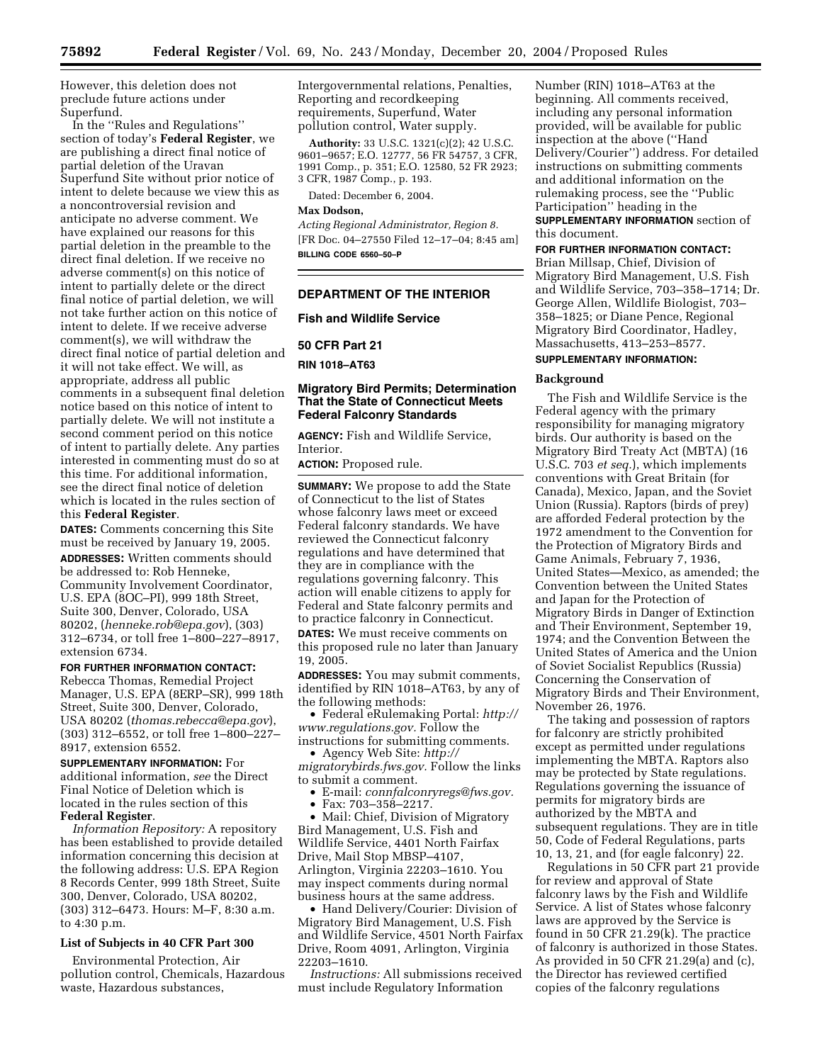However, this deletion does not preclude future actions under Superfund.

In the ''Rules and Regulations'' section of today's **Federal Register**, we are publishing a direct final notice of partial deletion of the Uravan Superfund Site without prior notice of intent to delete because we view this as a noncontroversial revision and anticipate no adverse comment. We have explained our reasons for this partial deletion in the preamble to the direct final deletion. If we receive no adverse comment(s) on this notice of intent to partially delete or the direct final notice of partial deletion, we will not take further action on this notice of intent to delete. If we receive adverse comment(s), we will withdraw the direct final notice of partial deletion and it will not take effect. We will, as appropriate, address all public comments in a subsequent final deletion notice based on this notice of intent to partially delete. We will not institute a second comment period on this notice of intent to partially delete. Any parties interested in commenting must do so at this time. For additional information, see the direct final notice of deletion which is located in the rules section of this **Federal Register**.

**DATES:** Comments concerning this Site must be received by January 19, 2005.

**ADDRESSES:** Written comments should be addressed to: Rob Henneke, Community Involvement Coordinator, U.S. EPA (8OC–PI), 999 18th Street, Suite 300, Denver, Colorado, USA 80202, (*henneke.rob@epa.gov*), (303) 312–6734, or toll free 1–800–227–8917, extension 6734.

**FOR FURTHER INFORMATION CONTACT:** Rebecca Thomas, Remedial Project Manager, U.S. EPA (8ERP–SR), 999 18th Street, Suite 300, Denver, Colorado, USA 80202 (*thomas.rebecca@epa.gov*), (303) 312–6552, or toll free 1–800–227–8917, extension 6552.

**SUPPLEMENTARY INFORMATION:** For additional information, *see* the Direct Final Notice of Deletion which is located in the rules section of this **Federal Register**.

*Information Repository:* A repository has been established to provide detailed information concerning this decision at the following address: U.S. EPA Region 8 Records Center, 999 18th Street, Suite 300, Denver, Colorado, USA 80202, (303) 312–6473. Hours: M–F, 8:30 a.m. to 4:30 p.m.

### List of Subjects in 40 CFR Part 300

Environmental Protection, Air pollution control, Chemicals, Hazardous waste, Hazardous substances, Intergovernmental relations, Penalties, Reporting and recordkeeping requirements, Superfund, Water pollution control, Water supply.

**Authority:** 33 U.S.C. 1321(c)(2); 42 U.S.C. 9601–9657; E.O. 12777, 56 FR 54757, 3 CFR, 1991 Comp., p. 351; E.O. 12580, 52 FR 2923; 3 CFR, 1987 Comp., p. 193.

Dated: December 6, 2004.

**Max Dodson,**

*Acting Regional Administrator, Region 8.*

[FR Doc. 04–27550 Filed 12–17–04; 8:45 am]

**BILLING CODE 6560–50–P**

---

## DEPARTMENT OF THE INTERIOR

## Fish and Wildlife Service

## 50 CFR Part 21

**RIN 1018–AT63**

## Migratory Bird Permits; Determination That the State of Connecticut Meets Federal Falconry Standards

**AGENCY:** Fish and Wildlife Service, Interior.

**ACTION:** Proposed rule.

**SUMMARY:** We propose to add the State of Connecticut to the list of States whose falconry laws meet or exceed Federal falconry standards. We have reviewed the Connecticut falconry regulations and have determined that they are in compliance with the regulations governing falconry. This action will enable citizens to apply for Federal and State falconry permits and to practice falconry in Connecticut.

**DATES:** We must receive comments on this proposed rule no later than January 19, 2005.

**ADDRESSES:** You may submit comments, identified by RIN 1018–AT63, by any of the following methods:

- Federal eRulemaking Portal: *http://www.regulations.gov.* Follow the instructions for submitting comments.
- Agency Web Site: *http://migratorybirds.fws.gov.* Follow the links to submit a comment.
- E-mail: *connfalconryregs@fws.gov.*
- Fax: 703–358–2217.
- Mail: Chief, Division of Migratory Bird Management, U.S. Fish and Wildlife Service, 4401 North Fairfax Drive, Mail Stop MBSP–4107, Arlington, Virginia 22203–1610. You may inspect comments during normal business hours at the same address.
- Hand Delivery/Courier: Division of Migratory Bird Management, U.S. Fish and Wildlife Service, 4501 North Fairfax Drive, Room 4091, Arlington, Virginia 22203–1610.

*Instructions:* All submissions received must include Regulatory Information Number (RIN) 1018–AT63 at the beginning. All comments received, including any personal information provided, will be available for public inspection at the above (''Hand Delivery/Courier'') address. For detailed instructions on submitting comments and additional information on the rulemaking process, see the ''Public Participation'' heading in the **SUPPLEMENTARY INFORMATION** section of this document.

**FOR FURTHER INFORMATION CONTACT:** Brian Millsap, Chief, Division of Migratory Bird Management, U.S. Fish and Wildlife Service, 703–358–1714; Dr. George Allen, Wildlife Biologist, 703–358–1825; or Diane Pence, Regional Migratory Bird Coordinator, Hadley, Massachusetts, 413–253–8577.

**SUPPLEMENTARY INFORMATION:**

### Background

The Fish and Wildlife Service is the Federal agency with the primary responsibility for managing migratory birds. Our authority is based on the Migratory Bird Treaty Act (MBTA) (16 U.S.C. 703 *et seq.*), which implements conventions with Great Britain (for Canada), Mexico, Japan, and the Soviet Union (Russia). Raptors (birds of prey) are afforded Federal protection by the 1972 amendment to the Convention for the Protection of Migratory Birds and Game Animals, February 7, 1936, United States—Mexico, as amended; the Convention between the United States and Japan for the Protection of Migratory Birds in Danger of Extinction and Their Environment, September 19, 1974; and the Convention Between the United States of America and the Union of Soviet Socialist Republics (Russia) Concerning the Conservation of Migratory Birds and Their Environment, November 26, 1976.

The taking and possession of raptors for falconry are strictly prohibited except as permitted under regulations implementing the MBTA. Raptors also may be protected by State regulations. Regulations governing the issuance of permits for migratory birds are authorized by the MBTA and subsequent regulations. They are in title 50, Code of Federal Regulations, parts 10, 13, 21, and (for eagle falconry) 22.

Regulations in 50 CFR part 21 provide for review and approval of State falconry laws by the Fish and Wildlife Service. A list of States whose falconry laws are approved by the Service is found in 50 CFR 21.29(k). The practice of falconry is authorized in those States. As provided in 50 CFR 21.29(a) and (c), the Director has reviewed certified copies of the falconry regulations